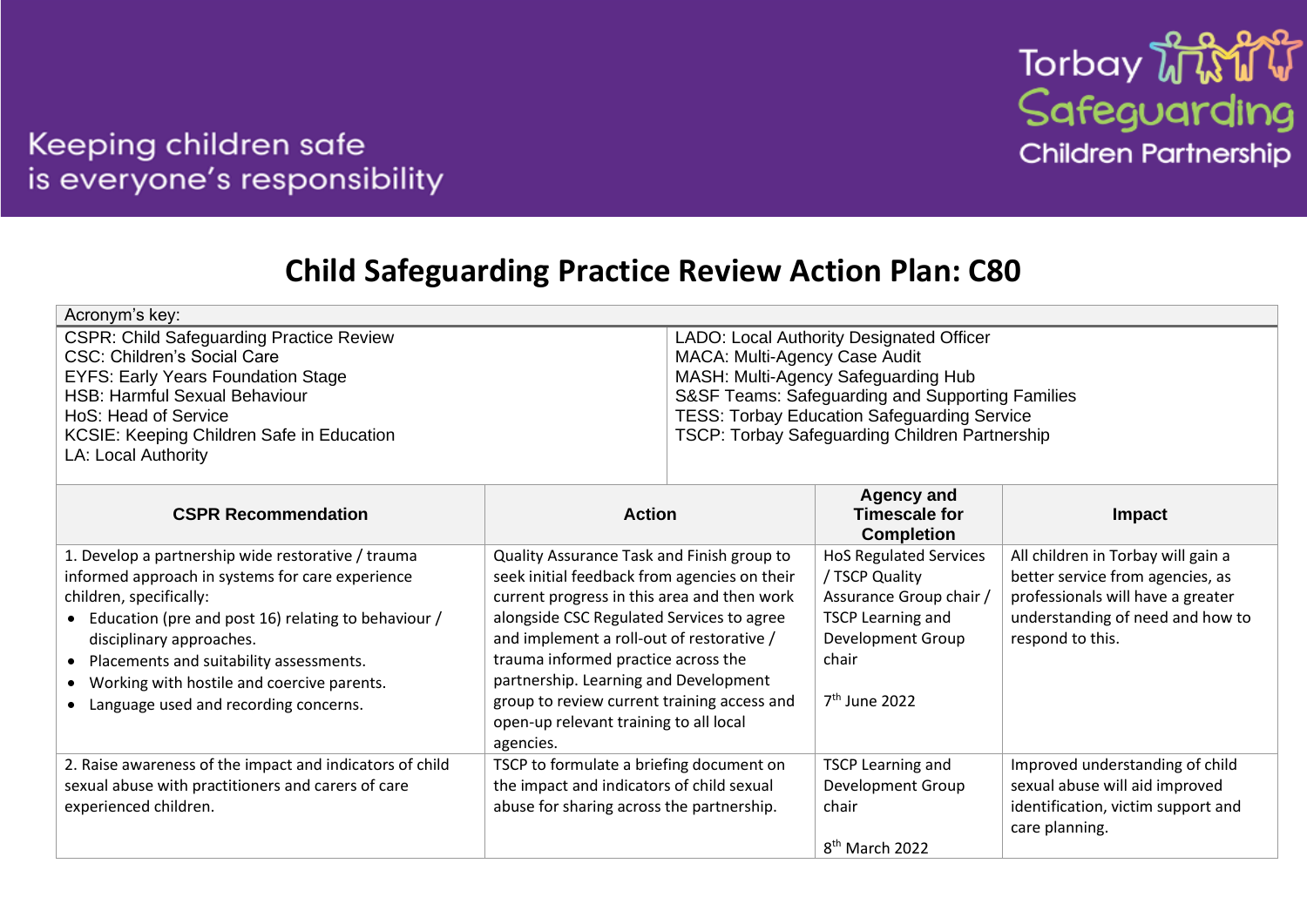Keeping children safe
is everyone's responsibility

Torbay Safeguarding Children Partnership

# Child Safeguarding Practice Review Action Plan: C80

| Acronym's key: | |
|---|---|
| CSPR: Child Safeguarding Practice Review<br>CSC: Children's Social Care<br>EYFS: Early Years Foundation Stage<br>HSB: Harmful Sexual Behaviour<br>HoS: Head of Service<br>KCSIE: Keeping Children Safe in Education<br>LA: Local Authority | LADO: Local Authority Designated Officer<br>MACA: Multi-Agency Case Audit<br>MASH: Multi-Agency Safeguarding Hub<br>S&SF Teams: Safeguarding and Supporting Families<br>TESS: Torbay Education Safeguarding Service<br>TSCP: Torbay Safeguarding Children Partnership |

| CSPR Recommendation | Action | Agency and Timescale for Completion | Impact |
|---|---|---|---|
| 1. Develop a partnership wide restorative / trauma informed approach in systems for care experience children, specifically:<br>• Education (pre and post 16) relating to behaviour / disciplinary approaches.<br>• Placements and suitability assessments.<br>• Working with hostile and coercive parents.<br>• Language used and recording concerns. | Quality Assurance Task and Finish group to seek initial feedback from agencies on their current progress in this area and then work alongside CSC Regulated Services to agree and implement a roll-out of restorative / trauma informed practice across the partnership. Learning and Development group to review current training access and open-up relevant training to all local agencies. | HoS Regulated Services / TSCP Quality Assurance Group chair / TSCP Learning and Development Group chair<br><br>7th June 2022 | All children in Torbay will gain a better service from agencies, as professionals will have a greater understanding of need and how to respond to this. |
| 2. Raise awareness of the impact and indicators of child sexual abuse with practitioners and carers of care experienced children. | TSCP to formulate a briefing document on the impact and indicators of child sexual abuse for sharing across the partnership. | TSCP Learning and Development Group chair<br><br>8th March 2022 | Improved understanding of child sexual abuse will aid improved identification, victim support and care planning. |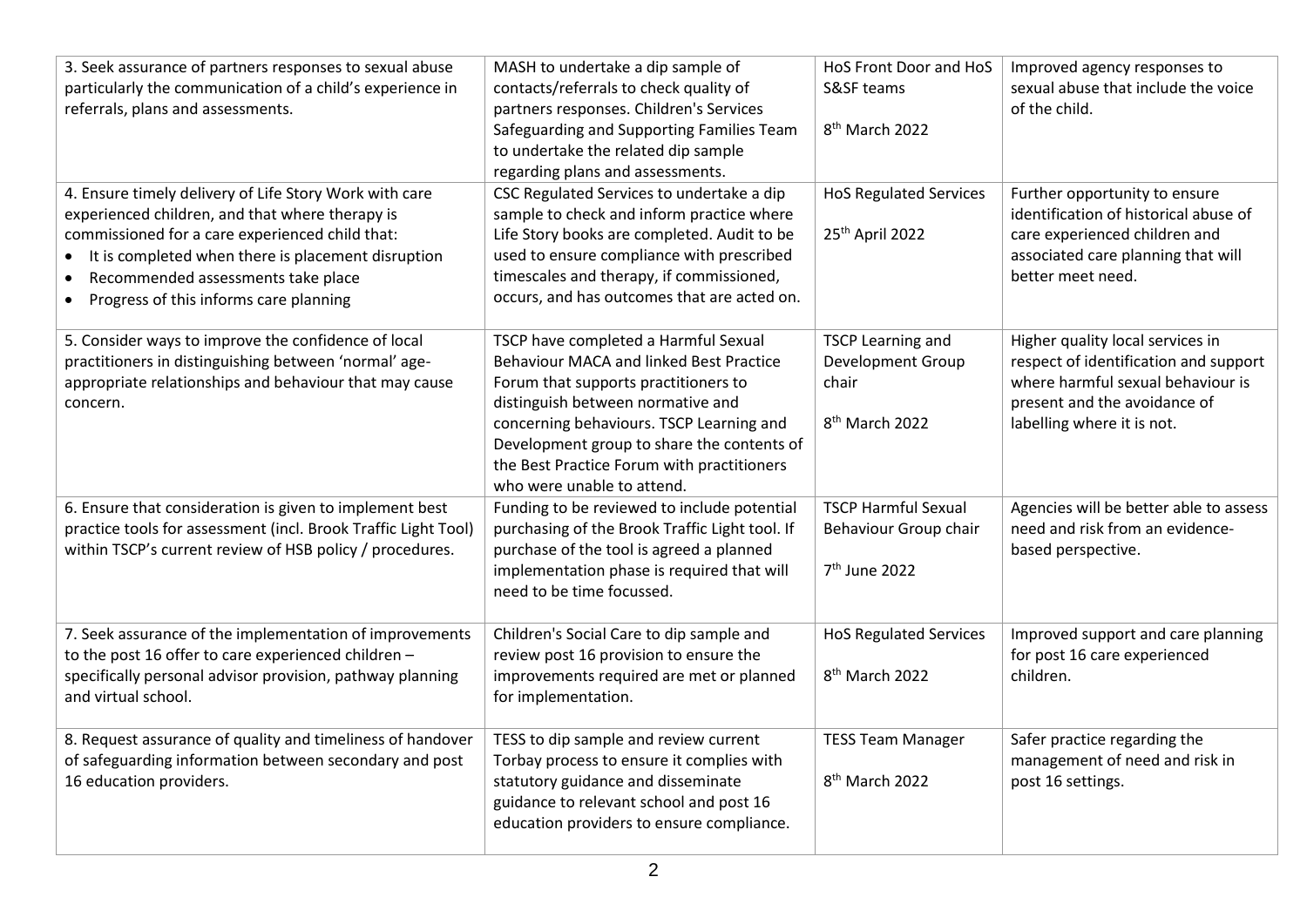| | | | |
|---|---|---|---|
| 3. Seek assurance of partners responses to sexual abuse particularly the communication of a child's experience in referrals, plans and assessments. | MASH to undertake a dip sample of contacts/referrals to check quality of partners responses. Children's Services Safeguarding and Supporting Families Team to undertake the related dip sample regarding plans and assessments. | HoS Front Door and HoS S&SF teams<br><br>8th March 2022 | Improved agency responses to sexual abuse that include the voice of the child. |
| 4. Ensure timely delivery of Life Story Work with care experienced children, and that where therapy is commissioned for a care experienced child that:<br>• It is completed when there is placement disruption<br>• Recommended assessments take place<br>• Progress of this informs care planning | CSC Regulated Services to undertake a dip sample to check and inform practice where Life Story books are completed. Audit to be used to ensure compliance with prescribed timescales and therapy, if commissioned, occurs, and has outcomes that are acted on. | HoS Regulated Services<br><br>25th April 2022 | Further opportunity to ensure identification of historical abuse of care experienced children and associated care planning that will better meet need. |
| 5. Consider ways to improve the confidence of local practitioners in distinguishing between 'normal' age-appropriate relationships and behaviour that may cause concern. | TSCP have completed a Harmful Sexual Behaviour MACA and linked Best Practice Forum that supports practitioners to distinguish between normative and concerning behaviours. TSCP Learning and Development group to share the contents of the Best Practice Forum with practitioners who were unable to attend. | TSCP Learning and Development Group chair<br><br>8th March 2022 | Higher quality local services in respect of identification and support where harmful sexual behaviour is present and the avoidance of labelling where it is not. |
| 6. Ensure that consideration is given to implement best practice tools for assessment (incl. Brook Traffic Light Tool) within TSCP's current review of HSB policy / procedures. | Funding to be reviewed to include potential purchasing of the Brook Traffic Light tool. If purchase of the tool is agreed a planned implementation phase is required that will need to be time focussed. | TSCP Harmful Sexual Behaviour Group chair<br><br>7th June 2022 | Agencies will be better able to assess need and risk from an evidence-based perspective. |
| 7. Seek assurance of the implementation of improvements to the post 16 offer to care experienced children – specifically personal advisor provision, pathway planning and virtual school. | Children's Social Care to dip sample and review post 16 provision to ensure the improvements required are met or planned for implementation. | HoS Regulated Services<br><br>8th March 2022 | Improved support and care planning for post 16 care experienced children. |
| 8. Request assurance of quality and timeliness of handover of safeguarding information between secondary and post 16 education providers. | TESS to dip sample and review current Torbay process to ensure it complies with statutory guidance and disseminate guidance to relevant school and post 16 education providers to ensure compliance. | TESS Team Manager<br><br>8th March 2022 | Safer practice regarding the management of need and risk in post 16 settings. |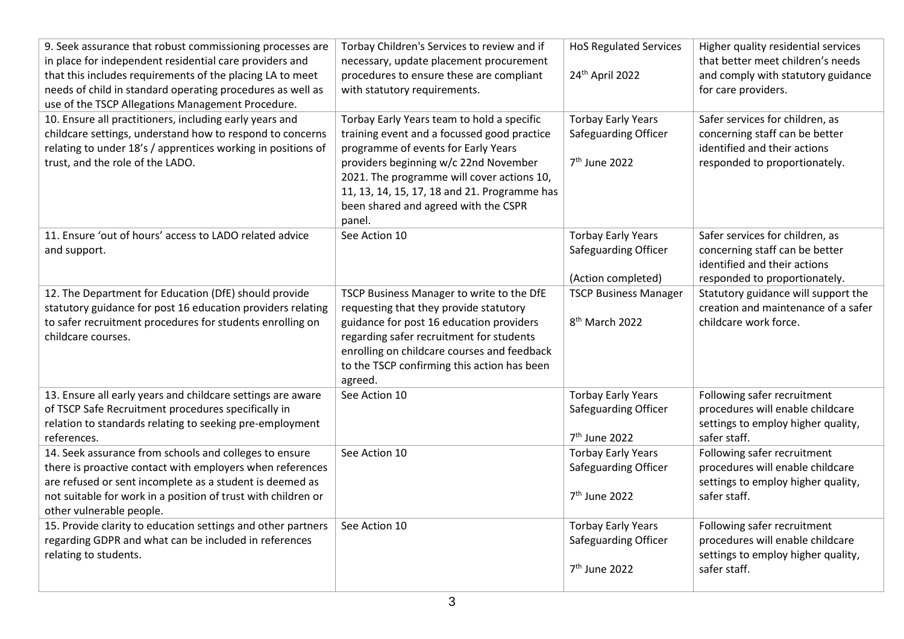| 9. Seek assurance that robust commissioning processes are in place for independent residential care providers and that this includes requirements of the placing LA to meet needs of child in standard operating procedures as well as use of the TSCP Allegations Management Procedure. | Torbay Children's Services to review and if necessary, update placement procurement procedures to ensure these are compliant with statutory requirements. | HoS Regulated Services<br><br>24th April 2022 | Higher quality residential services that better meet children's needs and comply with statutory guidance for care providers. |
|---|---|---|---|
| 10. Ensure all practitioners, including early years and childcare settings, understand how to respond to concerns relating to under 18's / apprentices working in positions of trust, and the role of the LADO. | Torbay Early Years team to hold a specific training event and a focussed good practice programme of events for Early Years providers beginning w/c 22nd November 2021. The programme will cover actions 10, 11, 13, 14, 15, 17, 18 and 21. Programme has been shared and agreed with the CSPR panel. | Torbay Early Years Safeguarding Officer<br><br>7th June 2022 | Safer services for children, as concerning staff can be better identified and their actions responded to proportionately. |
| 11. Ensure 'out of hours' access to LADO related advice and support. | See Action 10 | Torbay Early Years Safeguarding Officer<br><br>(Action completed) | Safer services for children, as concerning staff can be better identified and their actions responded to proportionately. |
| 12. The Department for Education (DfE) should provide statutory guidance for post 16 education providers relating to safer recruitment procedures for students enrolling on childcare courses. | TSCP Business Manager to write to the DfE requesting that they provide statutory guidance for post 16 education providers regarding safer recruitment for students enrolling on childcare courses and feedback to the TSCP confirming this action has been agreed. | TSCP Business Manager<br><br>8th March 2022 | Statutory guidance will support the creation and maintenance of a safer childcare work force. |
| 13. Ensure all early years and childcare settings are aware of TSCP Safe Recruitment procedures specifically in relation to standards relating to seeking pre-employment references. | See Action 10 | Torbay Early Years Safeguarding Officer<br><br>7th June 2022 | Following safer recruitment procedures will enable childcare settings to employ higher quality, safer staff. |
| 14. Seek assurance from schools and colleges to ensure there is proactive contact with employers when references are refused or sent incomplete as a student is deemed as not suitable for work in a position of trust with children or other vulnerable people. | See Action 10 | Torbay Early Years Safeguarding Officer<br><br>7th June 2022 | Following safer recruitment procedures will enable childcare settings to employ higher quality, safer staff. |
| 15. Provide clarity to education settings and other partners regarding GDPR and what can be included in references relating to students. | See Action 10 | Torbay Early Years Safeguarding Officer<br><br>7th June 2022 | Following safer recruitment procedures will enable childcare settings to employ higher quality, safer staff. |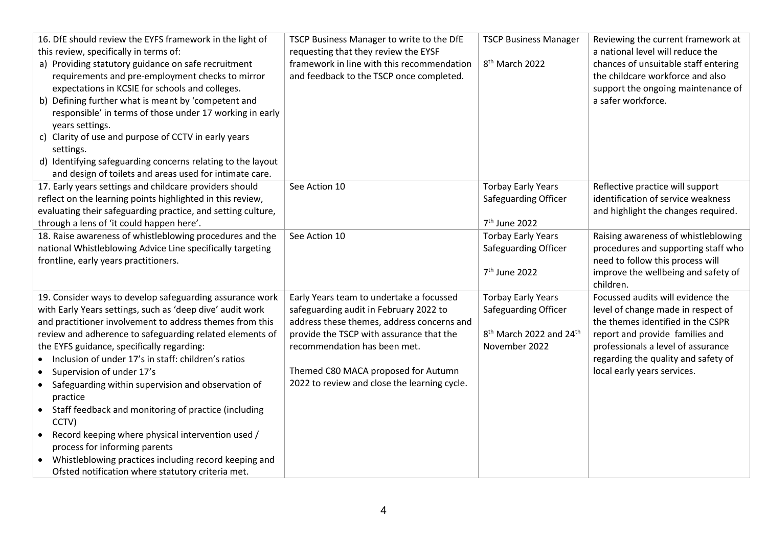| 16. DfE should review the EYFS framework in the light of this review, specifically in terms of:<br>a) Providing statutory guidance on safe recruitment requirements and pre-employment checks to mirror expectations in KCSIE for schools and colleges.<br>b) Defining further what is meant by 'competent and responsible' in terms of those under 17 working in early years settings.<br>c) Clarity of use and purpose of CCTV in early years settings.<br>d) Identifying safeguarding concerns relating to the layout and design of toilets and areas used for intimate care. | TSCP Business Manager to write to the DfE requesting that they review the EYSF framework in line with this recommendation and feedback to the TSCP once completed. | TSCP Business Manager<br><br>8th March 2022 | Reviewing the current framework at a national level will reduce the chances of unsuitable staff entering the childcare workforce and also support the ongoing maintenance of a safer workforce. |
|---|---|---|---|
| 17. Early years settings and childcare providers should reflect on the learning points highlighted in this review, evaluating their safeguarding practice, and setting culture, through a lens of 'it could happen here'. | See Action 10 | Torbay Early Years Safeguarding Officer<br><br>7th June 2022 | Reflective practice will support identification of service weakness and highlight the changes required. |
| 18. Raise awareness of whistleblowing procedures and the national Whistleblowing Advice Line specifically targeting frontline, early years practitioners. | See Action 10 | Torbay Early Years Safeguarding Officer<br><br>7th June 2022 | Raising awareness of whistleblowing procedures and supporting staff who need to follow this process will improve the wellbeing and safety of children. |
| 19. Consider ways to develop safeguarding assurance work with Early Years settings, such as 'deep dive' audit work and practitioner involvement to address themes from this review and adherence to safeguarding related elements of the EYFS guidance, specifically regarding:<br>• Inclusion of under 17's in staff: children's ratios<br>• Supervision of under 17's<br>• Safeguarding within supervision and observation of practice<br>• Staff feedback and monitoring of practice (including CCTV)<br>• Record keeping where physical intervention used / process for informing parents<br>• Whistleblowing practices including record keeping and Ofsted notification where statutory criteria met. | Early Years team to undertake a focussed safeguarding audit in February 2022 to address these themes, address concerns and provide the TSCP with assurance that the recommendation has been met.<br><br>Themed C80 MACA proposed for Autumn 2022 to review and close the learning cycle. | Torbay Early Years Safeguarding Officer<br><br>8th March 2022 and 24th November 2022 | Focussed audits will evidence the level of change made in respect of the themes identified in the CSPR report and provide families and professionals a level of assurance regarding the quality and safety of local early years services. |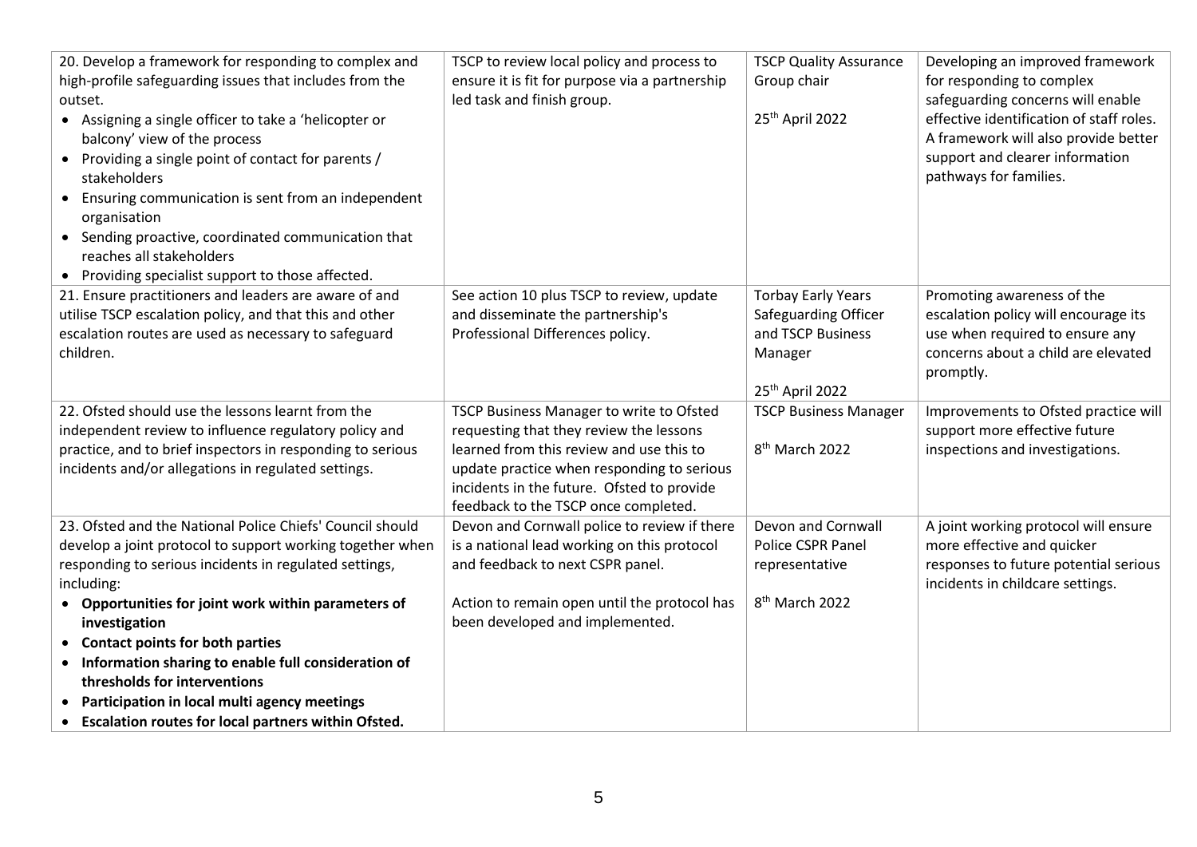| | | | |
|---|---|---|---|
| 20. Develop a framework for responding to complex and high-profile safeguarding issues that includes from the outset.<br>• Assigning a single officer to take a 'helicopter or balcony' view of the process<br>• Providing a single point of contact for parents / stakeholders<br>• Ensuring communication is sent from an independent organisation<br>• Sending proactive, coordinated communication that reaches all stakeholders<br>• Providing specialist support to those affected. | TSCP to review local policy and process to ensure it is fit for purpose via a partnership led task and finish group. | TSCP Quality Assurance Group chair<br><br>25th April 2022 | Developing an improved framework for responding to complex safeguarding concerns will enable effective identification of staff roles. A framework will also provide better support and clearer information pathways for families. |
| 21. Ensure practitioners and leaders are aware of and utilise TSCP escalation policy, and that this and other escalation routes are used as necessary to safeguard children. | See action 10 plus TSCP to review, update and disseminate the partnership's Professional Differences policy. | Torbay Early Years Safeguarding Officer and TSCP Business Manager<br><br>25th April 2022 | Promoting awareness of the escalation policy will encourage its use when required to ensure any concerns about a child are elevated promptly. |
| 22. Ofsted should use the lessons learnt from the independent review to influence regulatory policy and practice, and to brief inspectors in responding to serious incidents and/or allegations in regulated settings. | TSCP Business Manager to write to Ofsted requesting that they review the lessons learned from this review and use this to update practice when responding to serious incidents in the future. Ofsted to provide feedback to the TSCP once completed. | TSCP Business Manager<br><br>8th March 2022 | Improvements to Ofsted practice will support more effective future inspections and investigations. |
| 23. Ofsted and the National Police Chiefs' Council should develop a joint protocol to support working together when responding to serious incidents in regulated settings, including:<br>• **Opportunities for joint work within parameters of investigation**<br>• **Contact points for both parties**<br>• **Information sharing to enable full consideration of thresholds for interventions**<br>• **Participation in local multi agency meetings**<br>• **Escalation routes for local partners within Ofsted.** | Devon and Cornwall police to review if there is a national lead working on this protocol and feedback to next CSPR panel.<br><br>Action to remain open until the protocol has been developed and implemented. | Devon and Cornwall Police CSPR Panel representative<br><br>8th March 2022 | A joint working protocol will ensure more effective and quicker responses to future potential serious incidents in childcare settings. |